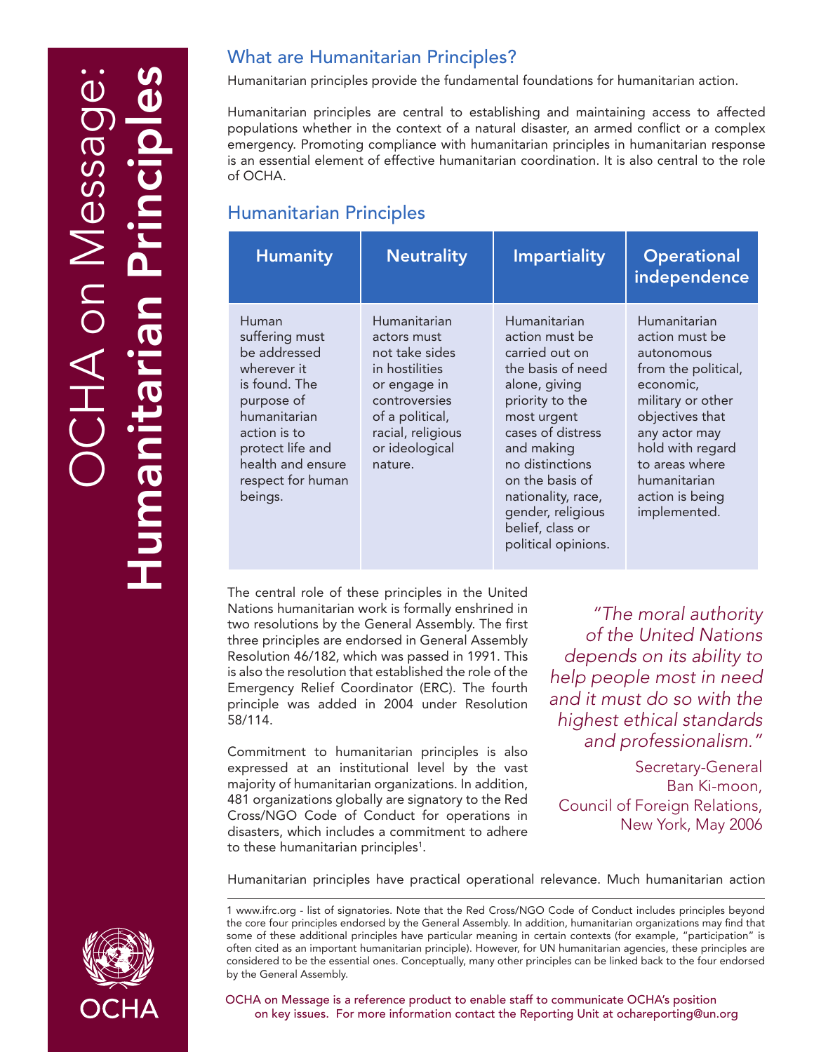# OCHA on Message: **Humanitarian Principles**

## What are Humanitarian Principles?

Humanitarian principles provide the fundamental foundations for humanitarian action.

Humanitarian principles are central to establishing and maintaining access to affected populations whether in the context of a natural disaster, an armed conflict or a complex emergency. Promoting compliance with humanitarian principles in humanitarian response is an essential element of effective humanitarian coordination. It is also central to the role of OCHA.

## Humanitarian Principles

| Humanity | Neutrality | Impartiality | Operational independence |
|---|---|---|---|
| Human suffering must be addressed wherever it is found. The purpose of humanitarian action is to protect life and health and ensure respect for human beings. | Humanitarian actors must not take sides in hostilities or engage in controversies of a political, racial, religious or ideological nature. | Humanitarian action must be carried out on the basis of need alone, giving priority to the most urgent cases of distress and making no distinctions on the basis of nationality, race, gender, religious belief, class or political opinions. | Humanitarian action must be autonomous from the political, economic, military or other objectives that any actor may hold with regard to areas where humanitarian action is being implemented. |

The central role of these principles in the United Nations humanitarian work is formally enshrined in two resolutions by the General Assembly. The first three principles are endorsed in General Assembly Resolution 46/182, which was passed in 1991. This is also the resolution that established the role of the Emergency Relief Coordinator (ERC). The fourth principle was added in 2004 under Resolution 58/114.

Commitment to humanitarian principles is also expressed at an institutional level by the vast majority of humanitarian organizations. In addition, 481 organizations globally are signatory to the Red Cross/NGO Code of Conduct for operations in disasters, which includes a commitment to adhere to these humanitarian principles[1].

> *"The moral authority of the United Nations depends on its ability to help people most in need and it must do so with the highest ethical standards and professionalism."*
>
> Secretary-General Ban Ki-moon, Council of Foreign Relations, New York, May 2006

Humanitarian principles have practical operational relevance. Much humanitarian action

1 www.ifrc.org - list of signatories. Note that the Red Cross/NGO Code of Conduct includes principles beyond the core four principles endorsed by the General Assembly. In addition, humanitarian organizations may find that some of these additional principles have particular meaning in certain contexts (for example, "participation" is often cited as an important humanitarian principle). However, for UN humanitarian agencies, these principles are considered to be the essential ones. Conceptually, many other principles can be linked back to the four endorsed by the General Assembly.

OCHA on Message is a reference product to enable staff to communicate OCHA's position on key issues. For more information contact the Reporting Unit at ochareporting@un.org

OCHA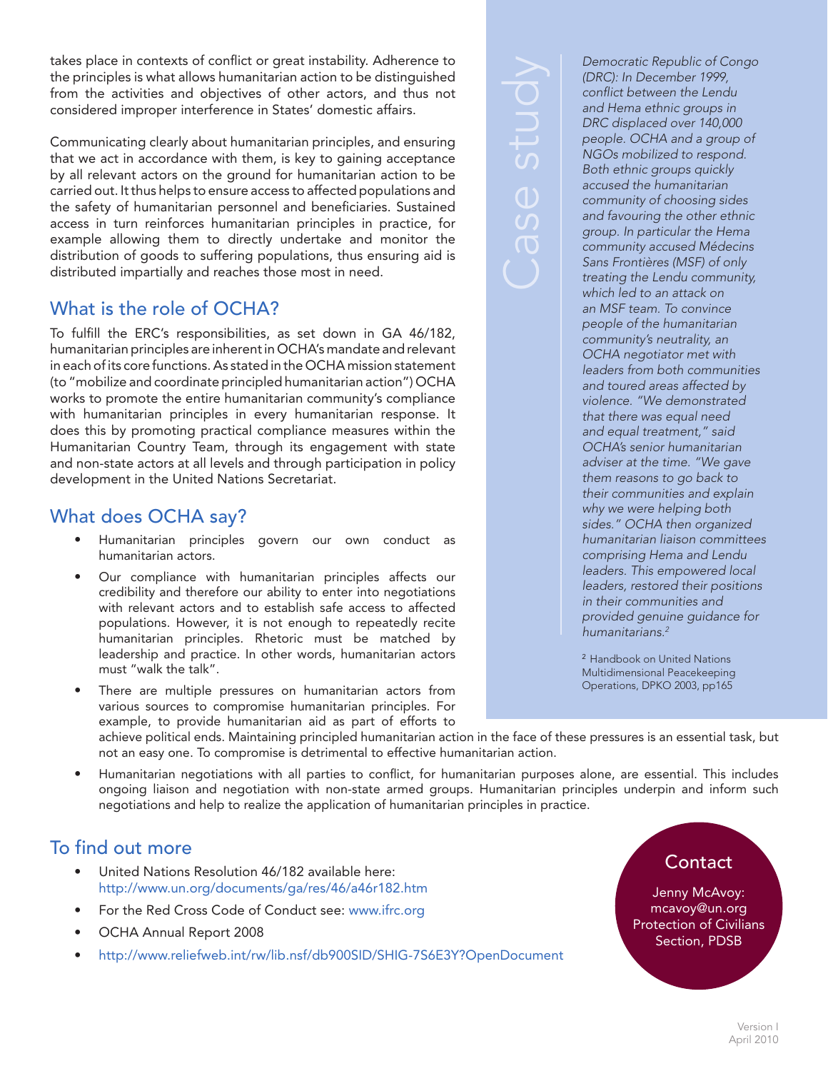takes place in contexts of conflict or great instability. Adherence to the principles is what allows humanitarian action to be distinguished from the activities and objectives of other actors, and thus not considered improper interference in States' domestic affairs.

Communicating clearly about humanitarian principles, and ensuring that we act in accordance with them, is key to gaining acceptance by all relevant actors on the ground for humanitarian action to be carried out. It thus helps to ensure access to affected populations and the safety of humanitarian personnel and beneficiaries. Sustained access in turn reinforces humanitarian principles in practice, for example allowing them to directly undertake and monitor the distribution of goods to suffering populations, thus ensuring aid is distributed impartially and reaches those most in need.

## What is the role of OCHA?

To fulfill the ERC's responsibilities, as set down in GA 46/182, humanitarian principles are inherent in OCHA's mandate and relevant in each of its core functions. As stated in the OCHA mission statement (to "mobilize and coordinate principled humanitarian action") OCHA works to promote the entire humanitarian community's compliance with humanitarian principles in every humanitarian response. It does this by promoting practical compliance measures within the Humanitarian Country Team, through its engagement with state and non-state actors at all levels and through participation in policy development in the United Nations Secretariat.

## What does OCHA say?

- Humanitarian principles govern our own conduct as humanitarian actors.
- Our compliance with humanitarian principles affects our credibility and therefore our ability to enter into negotiations with relevant actors and to establish safe access to affected populations. However, it is not enough to repeatedly recite humanitarian principles. Rhetoric must be matched by leadership and practice. In other words, humanitarian actors must "walk the talk".
- There are multiple pressures on humanitarian actors from various sources to compromise humanitarian principles. For example, to provide humanitarian aid as part of efforts to achieve political ends. Maintaining principled humanitarian action in the face of these pressures is an essential task, but not an easy one. To compromise is detrimental to effective humanitarian action.
- Humanitarian negotiations with all parties to conflict, for humanitarian purposes alone, are essential. This includes ongoing liaison and negotiation with non-state armed groups. Humanitarian principles underpin and inform such negotiations and help to realize the application of humanitarian principles in practice.

## Case study

*Democratic Republic of Congo (DRC): In December 1999, conflict between the Lendu and Hema ethnic groups in DRC displaced over 140,000 people. OCHA and a group of NGOs mobilized to respond. Both ethnic groups quickly accused the humanitarian community of choosing sides and favouring the other ethnic group. In particular the Hema community accused Médecins Sans Frontières (MSF) of only treating the Lendu community, which led to an attack on an MSF team. To convince people of the humanitarian community's neutrality, an OCHA negotiator met with leaders from both communities and toured areas affected by violence. "We demonstrated that there was equal need and equal treatment," said OCHA's senior humanitarian adviser at the time. "We gave them reasons to go back to their communities and explain why we were helping both sides." OCHA then organized humanitarian liaison committees comprising Hema and Lendu leaders. This empowered local leaders, restored their positions in their communities and provided genuine guidance for humanitarians.*[2]

[2] Handbook on United Nations Multidimensional Peacekeeping Operations, DPKO 2003, pp165

## To find out more

- United Nations Resolution 46/182 available here: http://www.un.org/documents/ga/res/46/a46r182.htm
- For the Red Cross Code of Conduct see: www.ifrc.org
- OCHA Annual Report 2008
- http://www.reliefweb.int/rw/lib.nsf/db900SID/SHIG-7S6E3Y?OpenDocument

## Contact

Jenny McAvoy:
mcavoy@un.org
Protection of Civilians Section, PDSB

Version I
April 2010